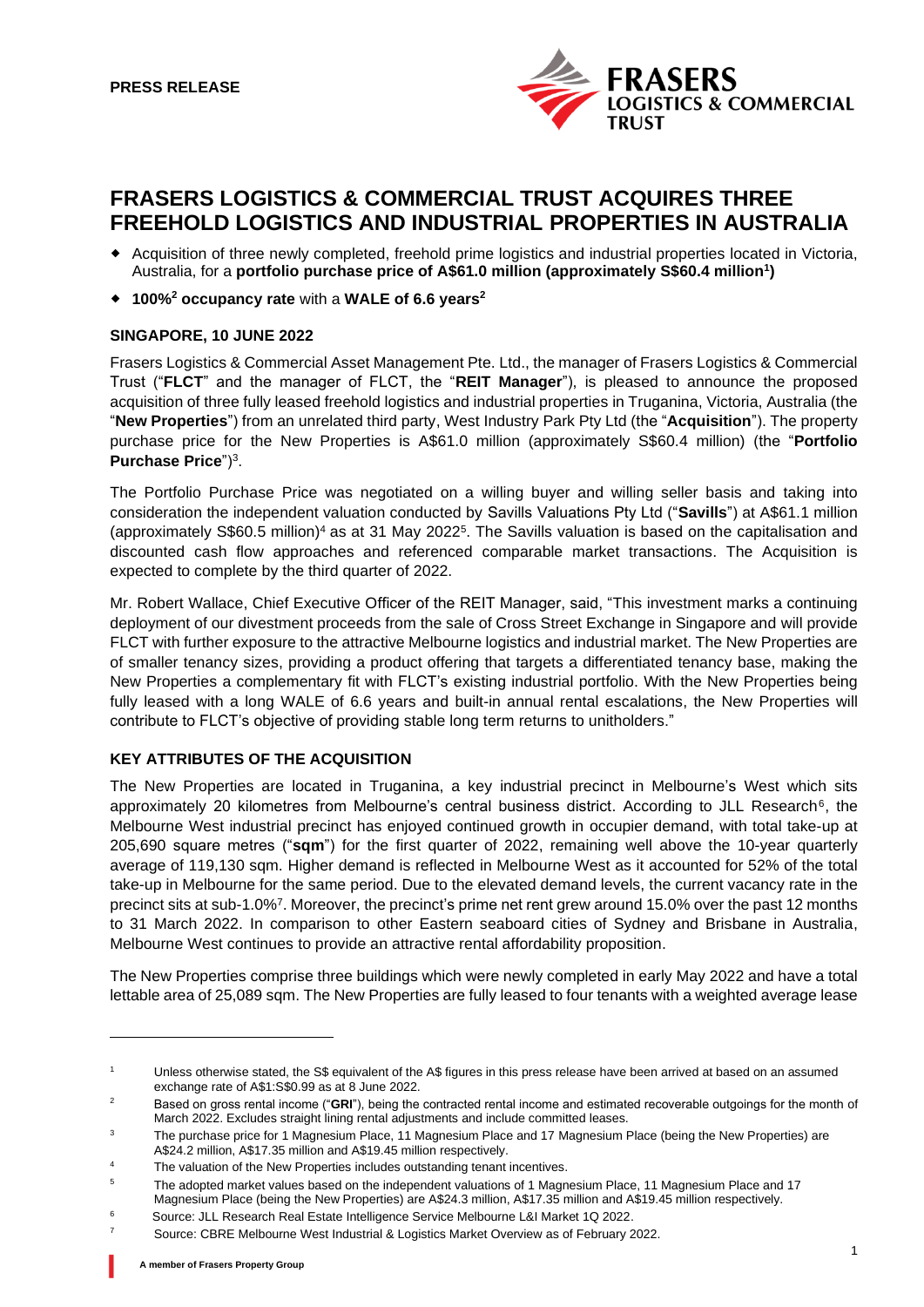**PRESS RELEASE**

# FRASERS LOGISTICS & COMMERCIAL TRUST ACQUIRES THREE FREEHOLD LOGISTICS AND INDUSTRIAL PROPERTIES IN AUSTRALIA

- Acquisition of three newly completed, freehold prime logistics and industrial properties located in Victoria, Australia, for a **portfolio purchase price of A$61.0 million (approximately S$60.4 million[1])**
- **100%[2] occupancy rate** with a **WALE of 6.6 years[2]**

**SINGAPORE, 10 JUNE 2022**

Frasers Logistics & Commercial Asset Management Pte. Ltd., the manager of Frasers Logistics & Commercial Trust ("**FLCT**" and the manager of FLCT, the "**REIT Manager**"), is pleased to announce the proposed acquisition of three fully leased freehold logistics and industrial properties in Truganina, Victoria, Australia (the "**New Properties**") from an unrelated third party, West Industry Park Pty Ltd (the "**Acquisition**"). The property purchase price for the New Properties is A$61.0 million (approximately S$60.4 million) (the "**Portfolio Purchase Price**")[3].

The Portfolio Purchase Price was negotiated on a willing buyer and willing seller basis and taking into consideration the independent valuation conducted by Savills Valuations Pty Ltd ("**Savills**") at A$61.1 million (approximately S$60.5 million)[4] as at 31 May 2022[5]. The Savills valuation is based on the capitalisation and discounted cash flow approaches and referenced comparable market transactions. The Acquisition is expected to complete by the third quarter of 2022.

Mr. Robert Wallace, Chief Executive Officer of the REIT Manager, said, "This investment marks a continuing deployment of our divestment proceeds from the sale of Cross Street Exchange in Singapore and will provide FLCT with further exposure to the attractive Melbourne logistics and industrial market. The New Properties are of smaller tenancy sizes, providing a product offering that targets a differentiated tenancy base, making the New Properties a complementary fit with FLCT's existing industrial portfolio. With the New Properties being fully leased with a long WALE of 6.6 years and built-in annual rental escalations, the New Properties will contribute to FLCT's objective of providing stable long term returns to unitholders."

## KEY ATTRIBUTES OF THE ACQUISITION

The New Properties are located in Truganina, a key industrial precinct in Melbourne's West which sits approximately 20 kilometres from Melbourne's central business district. According to JLL Research[6], the Melbourne West industrial precinct has enjoyed continued growth in occupier demand, with total take-up at 205,690 square metres ("**sqm**") for the first quarter of 2022, remaining well above the 10-year quarterly average of 119,130 sqm. Higher demand is reflected in Melbourne West as it accounted for 52% of the total take-up in Melbourne for the same period. Due to the elevated demand levels, the current vacancy rate in the precinct sits at sub-1.0%[7]. Moreover, the precinct's prime net rent grew around 15.0% over the past 12 months to 31 March 2022. In comparison to other Eastern seaboard cities of Sydney and Brisbane in Australia, Melbourne West continues to provide an attractive rental affordability proposition.

The New Properties comprise three buildings which were newly completed in early May 2022 and have a total lettable area of 25,089 sqm. The New Properties are fully leased to four tenants with a weighted average lease

---

[1] Unless otherwise stated, the S$ equivalent of the A$ figures in this press release have been arrived at based on an assumed exchange rate of A$1:S$0.99 as at 8 June 2022.

[2] Based on gross rental income ("**GRI**"), being the contracted rental income and estimated recoverable outgoings for the month of March 2022. Excludes straight lining rental adjustments and include committed leases.

[3] The purchase price for 1 Magnesium Place, 11 Magnesium Place and 17 Magnesium Place (being the New Properties) are A$24.2 million, A$17.35 million and A$19.45 million respectively.

[4] The valuation of the New Properties includes outstanding tenant incentives.

[5] The adopted market values based on the independent valuations of 1 Magnesium Place, 11 Magnesium Place and 17 Magnesium Place (being the New Properties) are A$24.3 million, A$17.35 million and A$19.45 million respectively.

[6] Source: JLL Research Real Estate Intelligence Service Melbourne L&I Market 1Q 2022.

[7] Source: CBRE Melbourne West Industrial & Logistics Market Overview as of February 2022.

**A member of Frasers Property Group**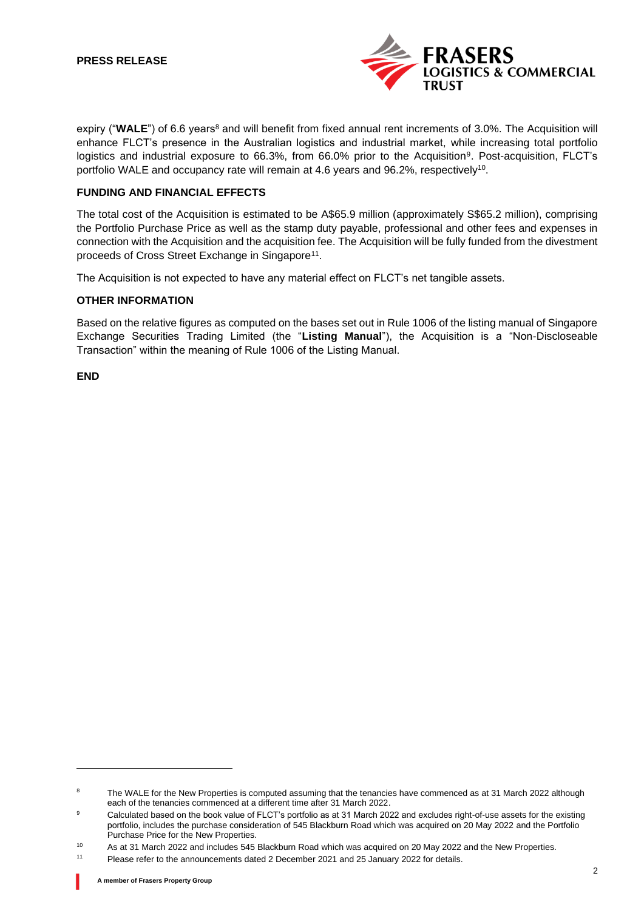expiry ("**WALE**") of 6.6 years[8] and will benefit from fixed annual rent increments of 3.0%. The Acquisition will enhance FLCT's presence in the Australian logistics and industrial market, while increasing total portfolio logistics and industrial exposure to 66.3%, from 66.0% prior to the Acquisition[9]. Post-acquisition, FLCT's portfolio WALE and occupancy rate will remain at 4.6 years and 96.2%, respectively[10].

**FUNDING AND FINANCIAL EFFECTS**

The total cost of the Acquisition is estimated to be A$65.9 million (approximately S$65.2 million), comprising the Portfolio Purchase Price as well as the stamp duty payable, professional and other fees and expenses in connection with the Acquisition and the acquisition fee. The Acquisition will be fully funded from the divestment proceeds of Cross Street Exchange in Singapore[11].

The Acquisition is not expected to have any material effect on FLCT's net tangible assets.

**OTHER INFORMATION**

Based on the relative figures as computed on the bases set out in Rule 1006 of the listing manual of Singapore Exchange Securities Trading Limited (the "**Listing Manual**"), the Acquisition is a "Non-Discloseable Transaction" within the meaning of Rule 1006 of the Listing Manual.

**END**

---

[8] The WALE for the New Properties is computed assuming that the tenancies have commenced as at 31 March 2022 although each of the tenancies commenced at a different time after 31 March 2022.

[9] Calculated based on the book value of FLCT's portfolio as at 31 March 2022 and excludes right-of-use assets for the existing portfolio, includes the purchase consideration of 545 Blackburn Road which was acquired on 20 May 2022 and the Portfolio Purchase Price for the New Properties.

[10] As at 31 March 2022 and includes 545 Blackburn Road which was acquired on 20 May 2022 and the New Properties.

[11] Please refer to the announcements dated 2 December 2021 and 25 January 2022 for details.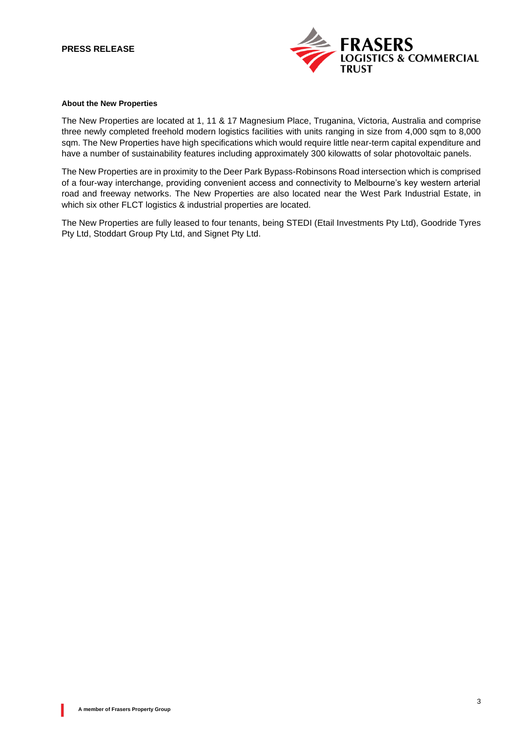**About the New Properties**

The New Properties are located at 1, 11 & 17 Magnesium Place, Truganina, Victoria, Australia and comprise three newly completed freehold modern logistics facilities with units ranging in size from 4,000 sqm to 8,000 sqm. The New Properties have high specifications which would require little near-term capital expenditure and have a number of sustainability features including approximately 300 kilowatts of solar photovoltaic panels.

The New Properties are in proximity to the Deer Park Bypass-Robinsons Road intersection which is comprised of a four-way interchange, providing convenient access and connectivity to Melbourne's key western arterial road and freeway networks. The New Properties are also located near the West Park Industrial Estate, in which six other FLCT logistics & industrial properties are located.

The New Properties are fully leased to four tenants, being STEDI (Etail Investments Pty Ltd), Goodride Tyres Pty Ltd, Stoddart Group Pty Ltd, and Signet Pty Ltd.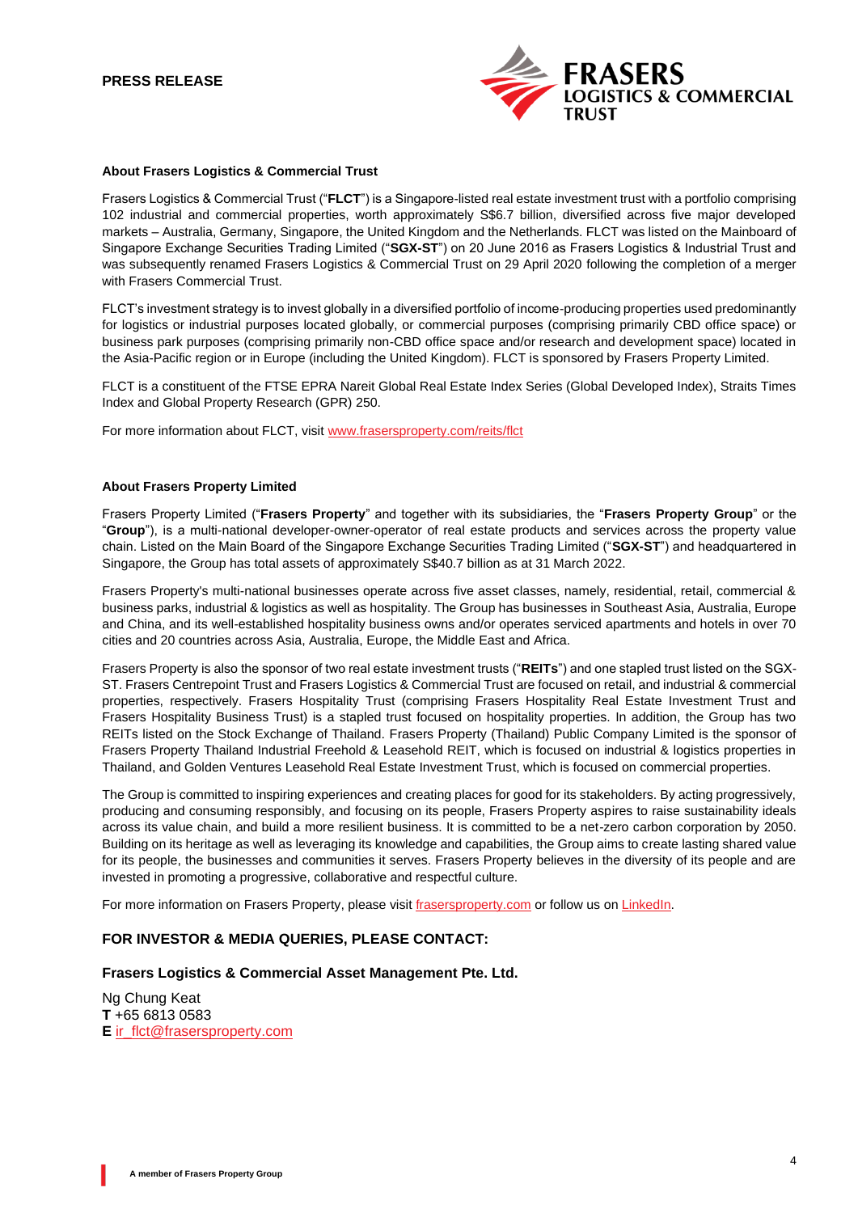PRESS RELEASE

### About Frasers Logistics & Commercial Trust

Frasers Logistics & Commercial Trust ("**FLCT**") is a Singapore-listed real estate investment trust with a portfolio comprising 102 industrial and commercial properties, worth approximately S$6.7 billion, diversified across five major developed markets – Australia, Germany, Singapore, the United Kingdom and the Netherlands. FLCT was listed on the Mainboard of Singapore Exchange Securities Trading Limited ("**SGX-ST**") on 20 June 2016 as Frasers Logistics & Industrial Trust and was subsequently renamed Frasers Logistics & Commercial Trust on 29 April 2020 following the completion of a merger with Frasers Commercial Trust.

FLCT's investment strategy is to invest globally in a diversified portfolio of income-producing properties used predominantly for logistics or industrial purposes located globally, or commercial purposes (comprising primarily CBD office space) or business park purposes (comprising primarily non-CBD office space and/or research and development space) located in the Asia-Pacific region or in Europe (including the United Kingdom). FLCT is sponsored by Frasers Property Limited.

FLCT is a constituent of the FTSE EPRA Nareit Global Real Estate Index Series (Global Developed Index), Straits Times Index and Global Property Research (GPR) 250.

For more information about FLCT, visit www.frasersproperty.com/reits/flct

### About Frasers Property Limited

Frasers Property Limited ("**Frasers Property**" and together with its subsidiaries, the "**Frasers Property Group**" or the "**Group**"), is a multi-national developer-owner-operator of real estate products and services across the property value chain. Listed on the Main Board of the Singapore Exchange Securities Trading Limited ("**SGX-ST**") and headquartered in Singapore, the Group has total assets of approximately S$40.7 billion as at 31 March 2022.

Frasers Property's multi-national businesses operate across five asset classes, namely, residential, retail, commercial & business parks, industrial & logistics as well as hospitality. The Group has businesses in Southeast Asia, Australia, Europe and China, and its well-established hospitality business owns and/or operates serviced apartments and hotels in over 70 cities and 20 countries across Asia, Australia, Europe, the Middle East and Africa.

Frasers Property is also the sponsor of two real estate investment trusts ("**REITs**") and one stapled trust listed on the SGX-ST. Frasers Centrepoint Trust and Frasers Logistics & Commercial Trust are focused on retail, and industrial & commercial properties, respectively. Frasers Hospitality Trust (comprising Frasers Hospitality Real Estate Investment Trust and Frasers Hospitality Business Trust) is a stapled trust focused on hospitality properties. In addition, the Group has two REITs listed on the Stock Exchange of Thailand. Frasers Property (Thailand) Public Company Limited is the sponsor of Frasers Property Thailand Industrial Freehold & Leasehold REIT, which is focused on industrial & logistics properties in Thailand, and Golden Ventures Leasehold Real Estate Investment Trust, which is focused on commercial properties.

The Group is committed to inspiring experiences and creating places for good for its stakeholders. By acting progressively, producing and consuming responsibly, and focusing on its people, Frasers Property aspires to raise sustainability ideals across its value chain, and build a more resilient business. It is committed to be a net-zero carbon corporation by 2050. Building on its heritage as well as leveraging its knowledge and capabilities, the Group aims to create lasting shared value for its people, the businesses and communities it serves. Frasers Property believes in the diversity of its people and are invested in promoting a progressive, collaborative and respectful culture.

For more information on Frasers Property, please visit frasersproperty.com or follow us on LinkedIn.

### FOR INVESTOR & MEDIA QUERIES, PLEASE CONTACT:

**Frasers Logistics & Commercial Asset Management Pte. Ltd.**

Ng Chung Keat
**T** +65 6813 0583
**E** ir_flct@frasersproperty.com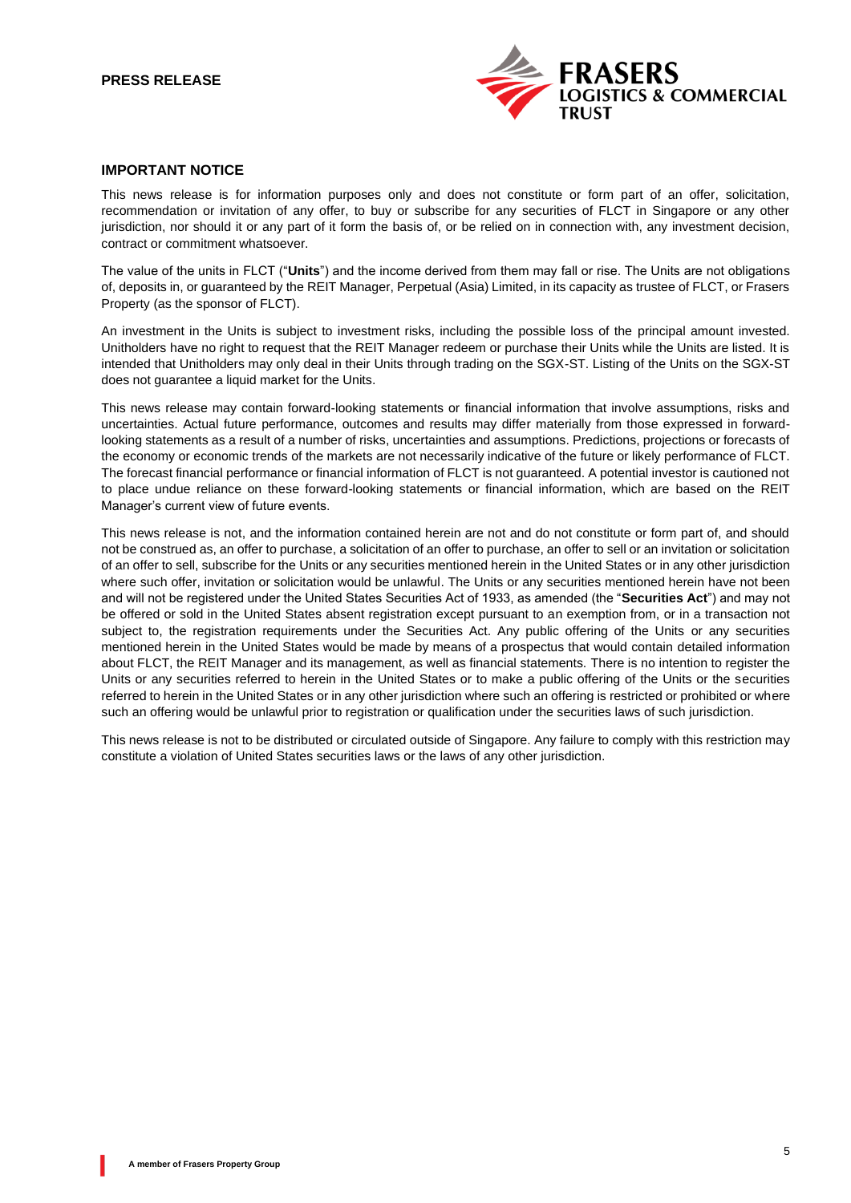## IMPORTANT NOTICE

This news release is for information purposes only and does not constitute or form part of an offer, solicitation, recommendation or invitation of any offer, to buy or subscribe for any securities of FLCT in Singapore or any other jurisdiction, nor should it or any part of it form the basis of, or be relied on in connection with, any investment decision, contract or commitment whatsoever.

The value of the units in FLCT ("**Units**") and the income derived from them may fall or rise. The Units are not obligations of, deposits in, or guaranteed by the REIT Manager, Perpetual (Asia) Limited, in its capacity as trustee of FLCT, or Frasers Property (as the sponsor of FLCT).

An investment in the Units is subject to investment risks, including the possible loss of the principal amount invested. Unitholders have no right to request that the REIT Manager redeem or purchase their Units while the Units are listed. It is intended that Unitholders may only deal in their Units through trading on the SGX-ST. Listing of the Units on the SGX-ST does not guarantee a liquid market for the Units.

This news release may contain forward-looking statements or financial information that involve assumptions, risks and uncertainties. Actual future performance, outcomes and results may differ materially from those expressed in forward-looking statements as a result of a number of risks, uncertainties and assumptions. Predictions, projections or forecasts of the economy or economic trends of the markets are not necessarily indicative of the future or likely performance of FLCT. The forecast financial performance or financial information of FLCT is not guaranteed. A potential investor is cautioned not to place undue reliance on these forward-looking statements or financial information, which are based on the REIT Manager's current view of future events.

This news release is not, and the information contained herein are not and do not constitute or form part of, and should not be construed as, an offer to purchase, a solicitation of an offer to purchase, an offer to sell or an invitation or solicitation of an offer to sell, subscribe for the Units or any securities mentioned herein in the United States or in any other jurisdiction where such offer, invitation or solicitation would be unlawful. The Units or any securities mentioned herein have not been and will not be registered under the United States Securities Act of 1933, as amended (the "**Securities Act**") and may not be offered or sold in the United States absent registration except pursuant to an exemption from, or in a transaction not subject to, the registration requirements under the Securities Act. Any public offering of the Units or any securities mentioned herein in the United States would be made by means of a prospectus that would contain detailed information about FLCT, the REIT Manager and its management, as well as financial statements. There is no intention to register the Units or any securities referred to herein in the United States or to make a public offering of the Units or the securities referred to herein in the United States or in any other jurisdiction where such an offering is restricted or prohibited or where such an offering would be unlawful prior to registration or qualification under the securities laws of such jurisdiction.

This news release is not to be distributed or circulated outside of Singapore. Any failure to comply with this restriction may constitute a violation of United States securities laws or the laws of any other jurisdiction.